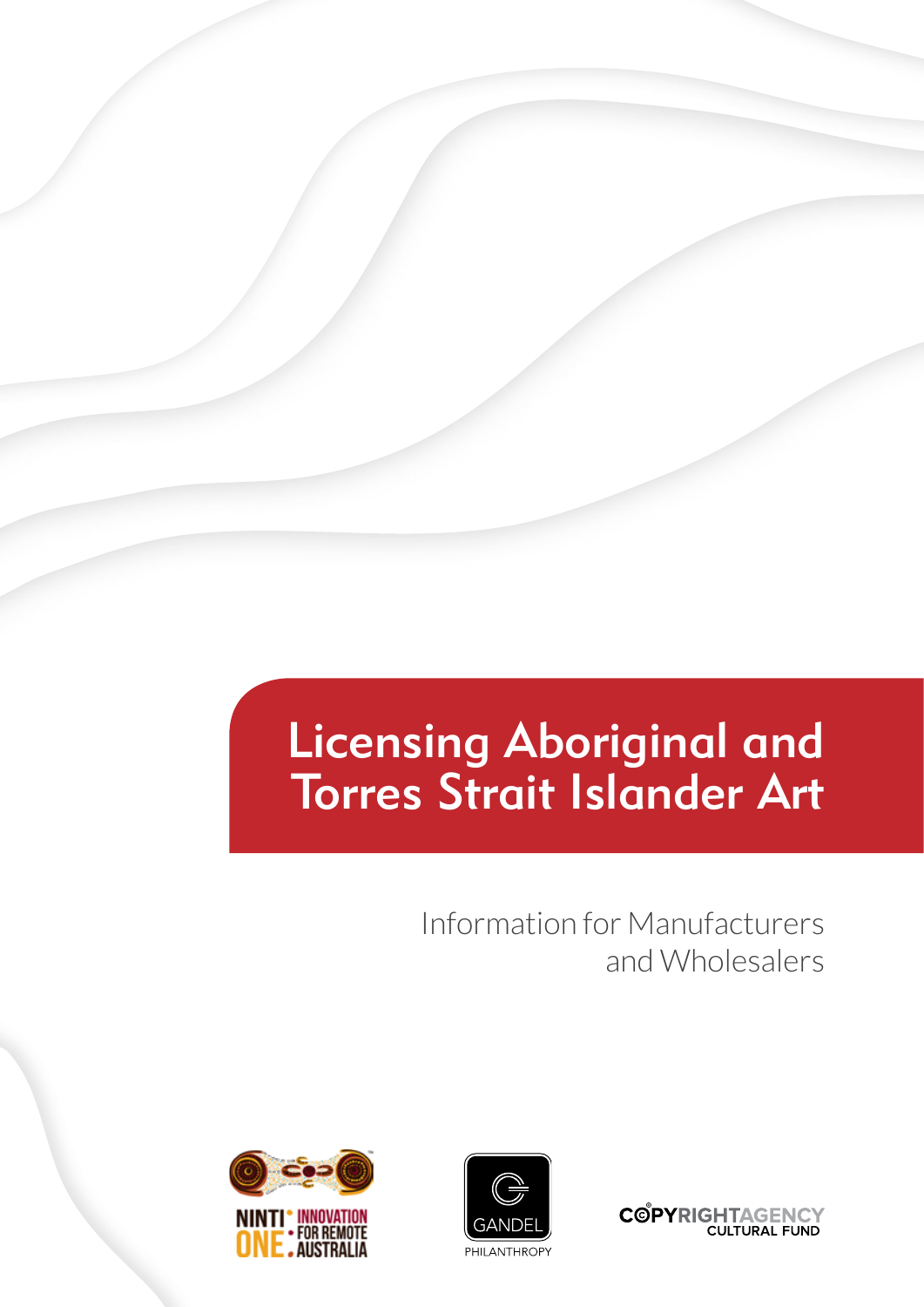# Licensing Aboriginal and Torres Strait Islander Art

Information for Manufacturers and Wholesalers

NINTI ONE: INNOVATION FOR REMOTE AUSTRALIA

GANDEL PHILANTHROPY

COPYRIGHT AGENCY CULTURAL FUND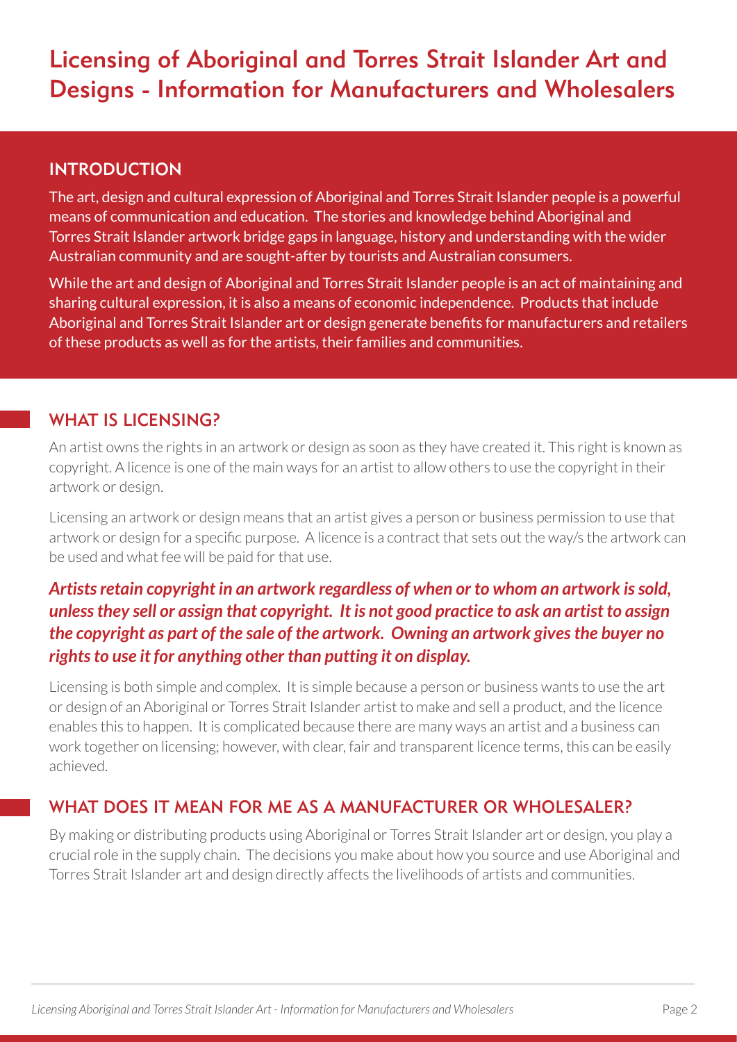# Licensing of Aboriginal and Torres Strait Islander Art and Designs - Information for Manufacturers and Wholesalers

## INTRODUCTION

The art, design and cultural expression of Aboriginal and Torres Strait Islander people is a powerful means of communication and education. The stories and knowledge behind Aboriginal and Torres Strait Islander artwork bridge gaps in language, history and understanding with the wider Australian community and are sought-after by tourists and Australian consumers.

While the art and design of Aboriginal and Torres Strait Islander people is an act of maintaining and sharing cultural expression, it is also a means of economic independence. Products that include Aboriginal and Torres Strait Islander art or design generate benefits for manufacturers and retailers of these products as well as for the artists, their families and communities.

## WHAT IS LICENSING?

An artist owns the rights in an artwork or design as soon as they have created it. This right is known as copyright. A licence is one of the main ways for an artist to allow others to use the copyright in their artwork or design.

Licensing an artwork or design means that an artist gives a person or business permission to use that artwork or design for a specific purpose. A licence is a contract that sets out the way/s the artwork can be used and what fee will be paid for that use.

***Artists retain copyright in an artwork regardless of when or to whom an artwork is sold, unless they sell or assign that copyright. It is not good practice to ask an artist to assign the copyright as part of the sale of the artwork. Owning an artwork gives the buyer no rights to use it for anything other than putting it on display.***

Licensing is both simple and complex. It is simple because a person or business wants to use the art or design of an Aboriginal or Torres Strait Islander artist to make and sell a product, and the licence enables this to happen. It is complicated because there are many ways an artist and a business can work together on licensing; however, with clear, fair and transparent licence terms, this can be easily achieved.

## WHAT DOES IT MEAN FOR ME AS A MANUFACTURER OR WHOLESALER?

By making or distributing products using Aboriginal or Torres Strait Islander art or design, you play a crucial role in the supply chain. The decisions you make about how you source and use Aboriginal and Torres Strait Islander art and design directly affects the livelihoods of artists and communities.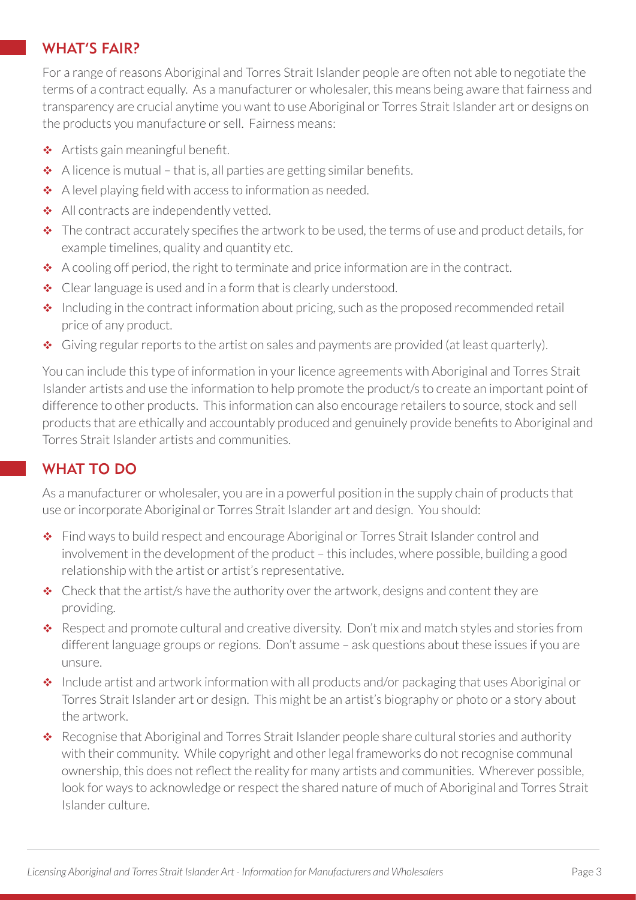## WHAT'S FAIR?

For a range of reasons Aboriginal and Torres Strait Islander people are often not able to negotiate the terms of a contract equally. As a manufacturer or wholesaler, this means being aware that fairness and transparency are crucial anytime you want to use Aboriginal or Torres Strait Islander art or designs on the products you manufacture or sell. Fairness means:

- Artists gain meaningful benefit.
- A licence is mutual – that is, all parties are getting similar benefits.
- A level playing field with access to information as needed.
- All contracts are independently vetted.
- The contract accurately specifies the artwork to be used, the terms of use and product details, for example timelines, quality and quantity etc.
- A cooling off period, the right to terminate and price information are in the contract.
- Clear language is used and in a form that is clearly understood.
- Including in the contract information about pricing, such as the proposed recommended retail price of any product.
- Giving regular reports to the artist on sales and payments are provided (at least quarterly).

You can include this type of information in your licence agreements with Aboriginal and Torres Strait Islander artists and use the information to help promote the product/s to create an important point of difference to other products. This information can also encourage retailers to source, stock and sell products that are ethically and accountably produced and genuinely provide benefits to Aboriginal and Torres Strait Islander artists and communities.

## WHAT TO DO

As a manufacturer or wholesaler, you are in a powerful position in the supply chain of products that use or incorporate Aboriginal or Torres Strait Islander art and design. You should:

- Find ways to build respect and encourage Aboriginal or Torres Strait Islander control and involvement in the development of the product – this includes, where possible, building a good relationship with the artist or artist's representative.
- Check that the artist/s have the authority over the artwork, designs and content they are providing.
- Respect and promote cultural and creative diversity. Don't mix and match styles and stories from different language groups or regions. Don't assume – ask questions about these issues if you are unsure.
- Include artist and artwork information with all products and/or packaging that uses Aboriginal or Torres Strait Islander art or design. This might be an artist's biography or photo or a story about the artwork.
- Recognise that Aboriginal and Torres Strait Islander people share cultural stories and authority with their community. While copyright and other legal frameworks do not recognise communal ownership, this does not reflect the reality for many artists and communities. Wherever possible, look for ways to acknowledge or respect the shared nature of much of Aboriginal and Torres Strait Islander culture.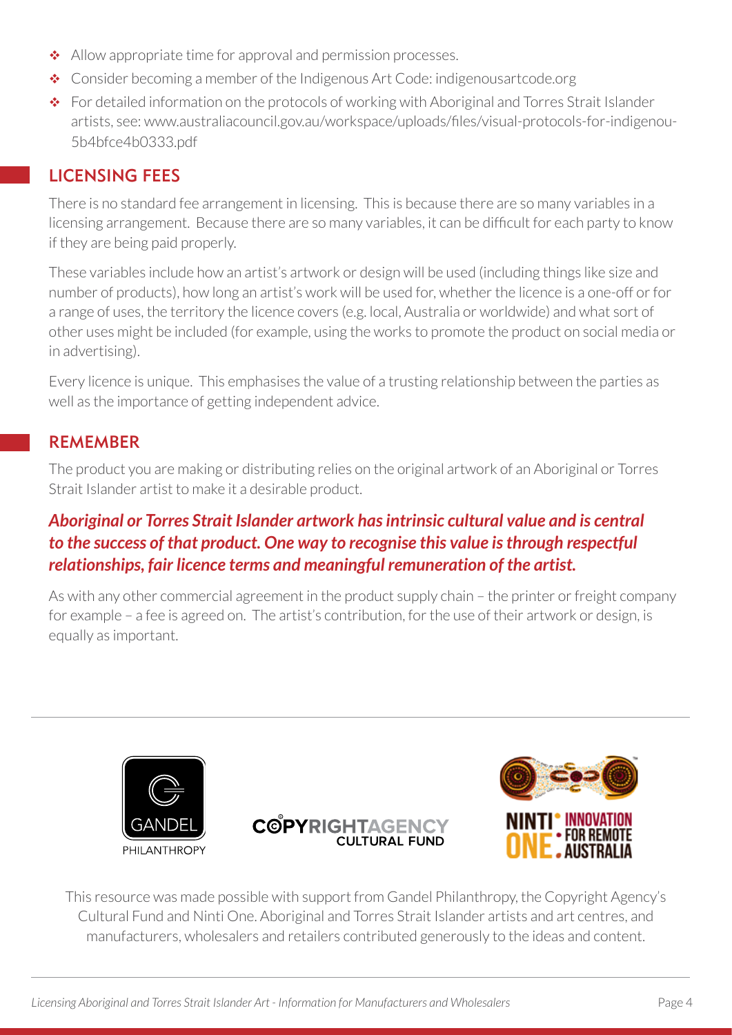- Allow appropriate time for approval and permission processes.
- Consider becoming a member of the Indigenous Art Code: indigenousartcode.org
- For detailed information on the protocols of working with Aboriginal and Torres Strait Islander artists, see: www.australiacouncil.gov.au/workspace/uploads/files/visual-protocols-for-indigenou-5b4bfce4b0333.pdf

## LICENSING FEES

There is no standard fee arrangement in licensing. This is because there are so many variables in a licensing arrangement. Because there are so many variables, it can be difficult for each party to know if they are being paid properly.

These variables include how an artist's artwork or design will be used (including things like size and number of products), how long an artist's work will be used for, whether the licence is a one-off or for a range of uses, the territory the licence covers (e.g. local, Australia or worldwide) and what sort of other uses might be included (for example, using the works to promote the product on social media or in advertising).

Every licence is unique. This emphasises the value of a trusting relationship between the parties as well as the importance of getting independent advice.

## REMEMBER

The product you are making or distributing relies on the original artwork of an Aboriginal or Torres Strait Islander artist to make it a desirable product.

***Aboriginal or Torres Strait Islander artwork has intrinsic cultural value and is central to the success of that product. One way to recognise this value is through respectful relationships, fair licence terms and meaningful remuneration of the artist.***

As with any other commercial agreement in the product supply chain – the printer or freight company for example – a fee is agreed on. The artist's contribution, for the use of their artwork or design, is equally as important.

GANDEL PHILANTHROPY

COPYRIGHTAGENCY CULTURAL FUND

NINTI ONE • INNOVATION • FOR REMOTE • AUSTRALIA

This resource was made possible with support from Gandel Philanthropy, the Copyright Agency's Cultural Fund and Ninti One. Aboriginal and Torres Strait Islander artists and art centres, and manufacturers, wholesalers and retailers contributed generously to the ideas and content.